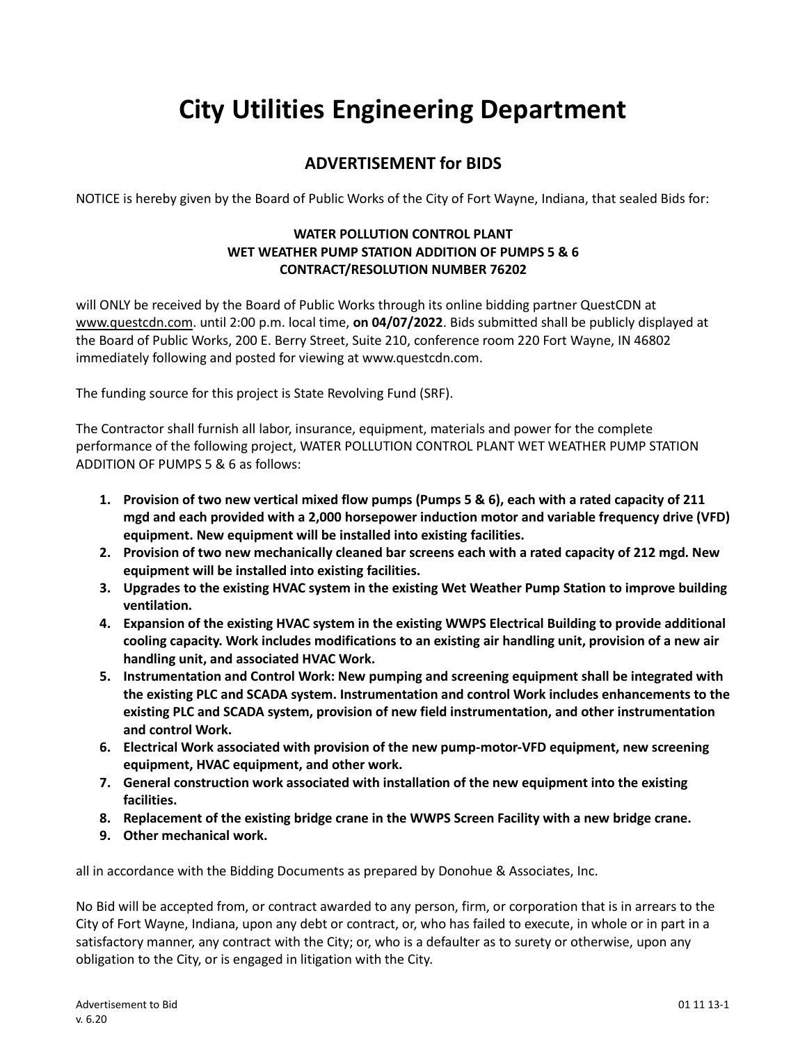# City Utilities Engineering Department

## ADVERTISEMENT for BIDS

NOTICE is hereby given by the Board of Public Works of the City of Fort Wayne, Indiana, that sealed Bids for:

**WATER POLLUTION CONTROL PLANT**
**WET WEATHER PUMP STATION ADDITION OF PUMPS 5 & 6**
**CONTRACT/RESOLUTION NUMBER 76202**

will ONLY be received by the Board of Public Works through its online bidding partner QuestCDN at www.questcdn.com. until 2:00 p.m. local time, **on 04/07/2022**. Bids submitted shall be publicly displayed at the Board of Public Works, 200 E. Berry Street, Suite 210, conference room 220 Fort Wayne, IN 46802 immediately following and posted for viewing at www.questcdn.com.

The funding source for this project is State Revolving Fund (SRF).

The Contractor shall furnish all labor, insurance, equipment, materials and power for the complete performance of the following project, WATER POLLUTION CONTROL PLANT WET WEATHER PUMP STATION ADDITION OF PUMPS 5 & 6 as follows:

1. **Provision of two new vertical mixed flow pumps (Pumps 5 & 6), each with a rated capacity of 211 mgd and each provided with a 2,000 horsepower induction motor and variable frequency drive (VFD) equipment. New equipment will be installed into existing facilities.**
2. **Provision of two new mechanically cleaned bar screens each with a rated capacity of 212 mgd. New equipment will be installed into existing facilities.**
3. **Upgrades to the existing HVAC system in the existing Wet Weather Pump Station to improve building ventilation.**
4. **Expansion of the existing HVAC system in the existing WWPS Electrical Building to provide additional cooling capacity. Work includes modifications to an existing air handling unit, provision of a new air handling unit, and associated HVAC Work.**
5. **Instrumentation and Control Work: New pumping and screening equipment shall be integrated with the existing PLC and SCADA system. Instrumentation and control Work includes enhancements to the existing PLC and SCADA system, provision of new field instrumentation, and other instrumentation and control Work.**
6. **Electrical Work associated with provision of the new pump-motor-VFD equipment, new screening equipment, HVAC equipment, and other work.**
7. **General construction work associated with installation of the new equipment into the existing facilities.**
8. **Replacement of the existing bridge crane in the WWPS Screen Facility with a new bridge crane.**
9. **Other mechanical work.**

all in accordance with the Bidding Documents as prepared by Donohue & Associates, Inc.

No Bid will be accepted from, or contract awarded to any person, firm, or corporation that is in arrears to the City of Fort Wayne, Indiana, upon any debt or contract, or, who has failed to execute, in whole or in part in a satisfactory manner, any contract with the City; or, who is a defaulter as to surety or otherwise, upon any obligation to the City, or is engaged in litigation with the City.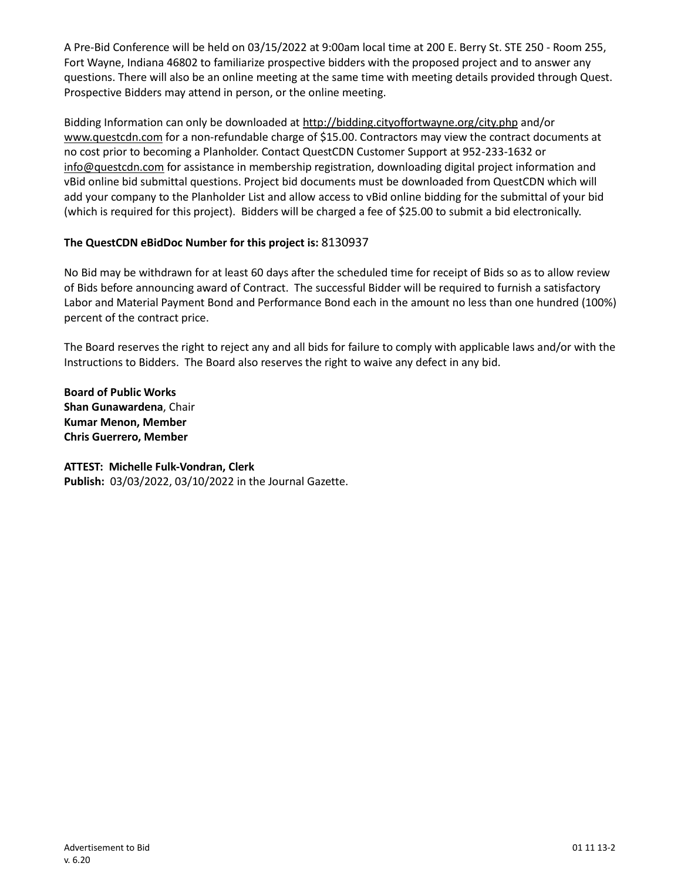A Pre-Bid Conference will be held on 03/15/2022 at 9:00am local time at 200 E. Berry St. STE 250 - Room 255, Fort Wayne, Indiana 46802 to familiarize prospective bidders with the proposed project and to answer any questions. There will also be an online meeting at the same time with meeting details provided through Quest. Prospective Bidders may attend in person, or the online meeting.

Bidding Information can only be downloaded at http://bidding.cityoffortwayne.org/city.php and/or www.questcdn.com for a non-refundable charge of $15.00. Contractors may view the contract documents at no cost prior to becoming a Planholder. Contact QuestCDN Customer Support at 952-233-1632 or info@questcdn.com for assistance in membership registration, downloading digital project information and vBid online bid submittal questions. Project bid documents must be downloaded from QuestCDN which will add your company to the Planholder List and allow access to vBid online bidding for the submittal of your bid (which is required for this project). Bidders will be charged a fee of $25.00 to submit a bid electronically.

**The QuestCDN eBidDoc Number for this project is:** 8130937

No Bid may be withdrawn for at least 60 days after the scheduled time for receipt of Bids so as to allow review of Bids before announcing award of Contract. The successful Bidder will be required to furnish a satisfactory Labor and Material Payment Bond and Performance Bond each in the amount no less than one hundred (100%) percent of the contract price.

The Board reserves the right to reject any and all bids for failure to comply with applicable laws and/or with the Instructions to Bidders. The Board also reserves the right to waive any defect in any bid.

**Board of Public Works**
**Shan Gunawardena**, Chair
**Kumar Menon, Member**
**Chris Guerrero, Member**

**ATTEST: Michelle Fulk-Vondran, Clerk**
**Publish:** 03/03/2022, 03/10/2022 in the Journal Gazette.